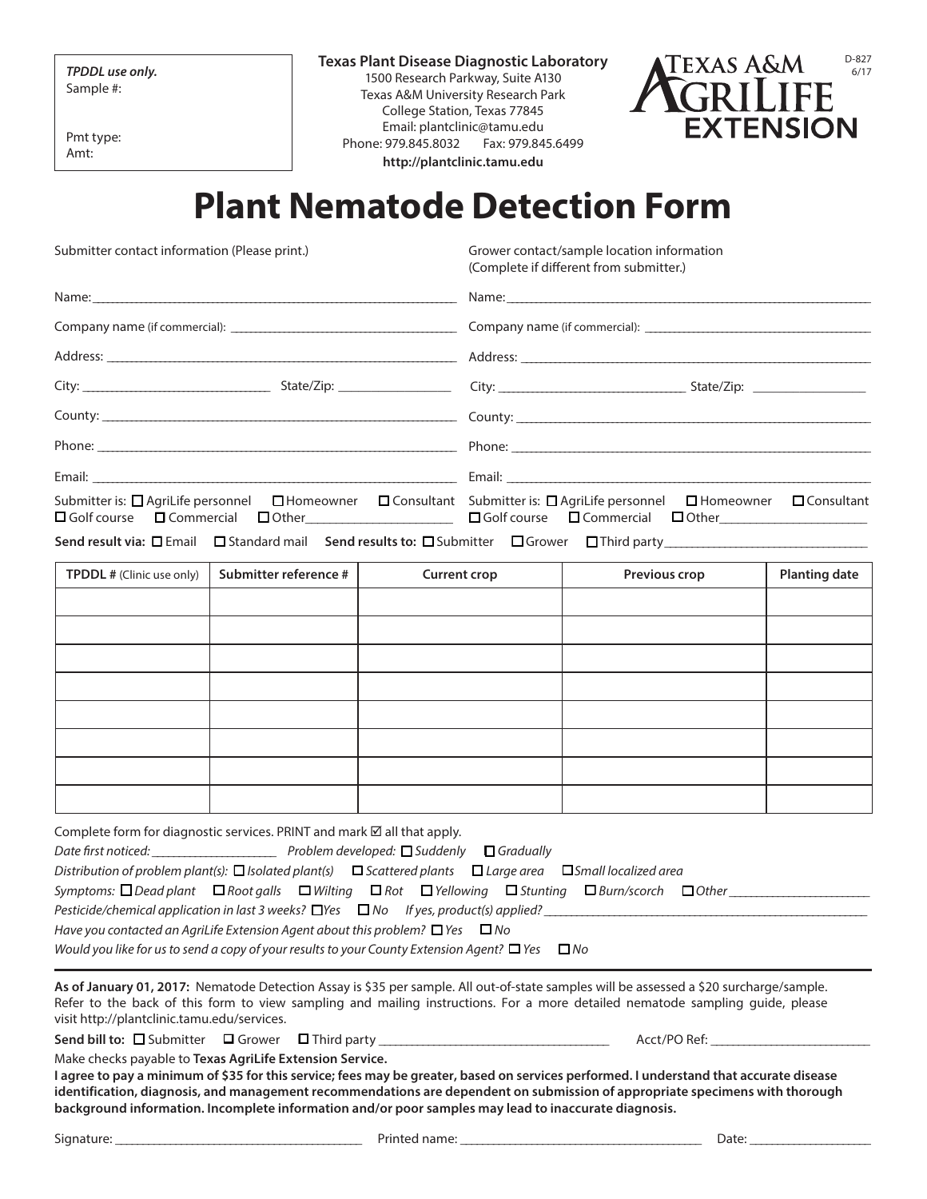*TPDDL use only.*
Sample #:

Pmt type:
Amt:

**Texas Plant Disease Diagnostic Laboratory**
1500 Research Parkway, Suite A130
Texas A&M University Research Park
College Station, Texas 77845
Email: plantclinic@tamu.edu
Phone: 979.845.8032 Fax: 979.845.6499
**http://plantclinic.tamu.edu**

TEXAS A&M AGRILIFE EXTENSION

D-827
6/17

# Plant Nematode Detection Form

| Submitter contact information (Please print.) | Grower contact/sample location information (Complete if different from submitter.) |
|---|---|
| Name:______________________ | Name:______________________ |
| Company name (if commercial): ______________________ | Company name (if commercial): ______________________ |
| Address: ______________________ | Address: ______________________ |
| City: ____________ State/Zip: ____________ | City: ____________ State/Zip: ____________ |
| County: ______________________ | County: ______________________ |
| Phone: ______________________ | Phone: ______________________ |
| Email: ______________________ | Email: ______________________ |
| Submitter is: ☐ AgriLife personnel ☐ Homeowner ☐ Consultant ☐ Golf course ☐ Commercial ☐ Other____________ | Submitter is: ☐ AgriLife personnel ☐ Homeowner ☐ Consultant ☐ Golf course ☐ Commercial ☐ Other____________ |

**Send result via:** ☐ Email ☐ Standard mail **Send results to:** ☐ Submitter ☐ Grower ☐ Third party____________

| **TPDDL #** (Clinic use only) | **Submitter reference #** | **Current crop** | **Previous crop** | **Planting date** |
|---|---|---|---|---|
| | | | | |
| | | | | |
| | | | | |
| | | | | |
| | | | | |
| | | | | |
| | | | | |
| | | | | |

Complete form for diagnostic services. PRINT and mark ☑ all that apply.

*Date first noticed: ____________ Problem developed:* ☐ *Suddenly* ☐ *Gradually*

*Distribution of problem plant(s):* ☐ *Isolated plant(s)* ☐ *Scattered plants* ☐ *Large area* ☐ *Small localized area*

*Symptoms:* ☐ *Dead plant* ☐ *Root galls* ☐ *Wilting* ☐ *Rot* ☐ *Yellowing* ☐ *Stunting* ☐ *Burn/scorch* ☐ *Other ____________*

*Pesticide/chemical application in last 3 weeks?* ☐ *Yes* ☐ *No If yes, product(s) applied? ____________*

*Have you contacted an AgriLife Extension Agent about this problem?* ☐ *Yes* ☐ *No*

*Would you like for us to send a copy of your results to your County Extension Agent?* ☐ *Yes* ☐ *No*

**As of January 01, 2017:** Nematode Detection Assay is $35 per sample. All out-of-state samples will be assessed a $20 surcharge/sample. Refer to the back of this form to view sampling and mailing instructions. For a more detailed nematode sampling guide, please visit http://plantclinic.tamu.edu/services.

**Send bill to:** ☐ Submitter ☐ Grower ☐ Third party ____________ Acct/PO Ref: ____________

Make checks payable to **Texas AgriLife Extension Service.**

**I agree to pay a minimum of $35 for this service; fees may be greater, based on services performed. I understand that accurate disease identification, diagnosis, and management recommendations are dependent on submission of appropriate specimens with thorough background information. Incomplete information and/or poor samples may lead to inaccurate diagnosis.**

Signature: ____________ Printed name: ____________ Date: ____________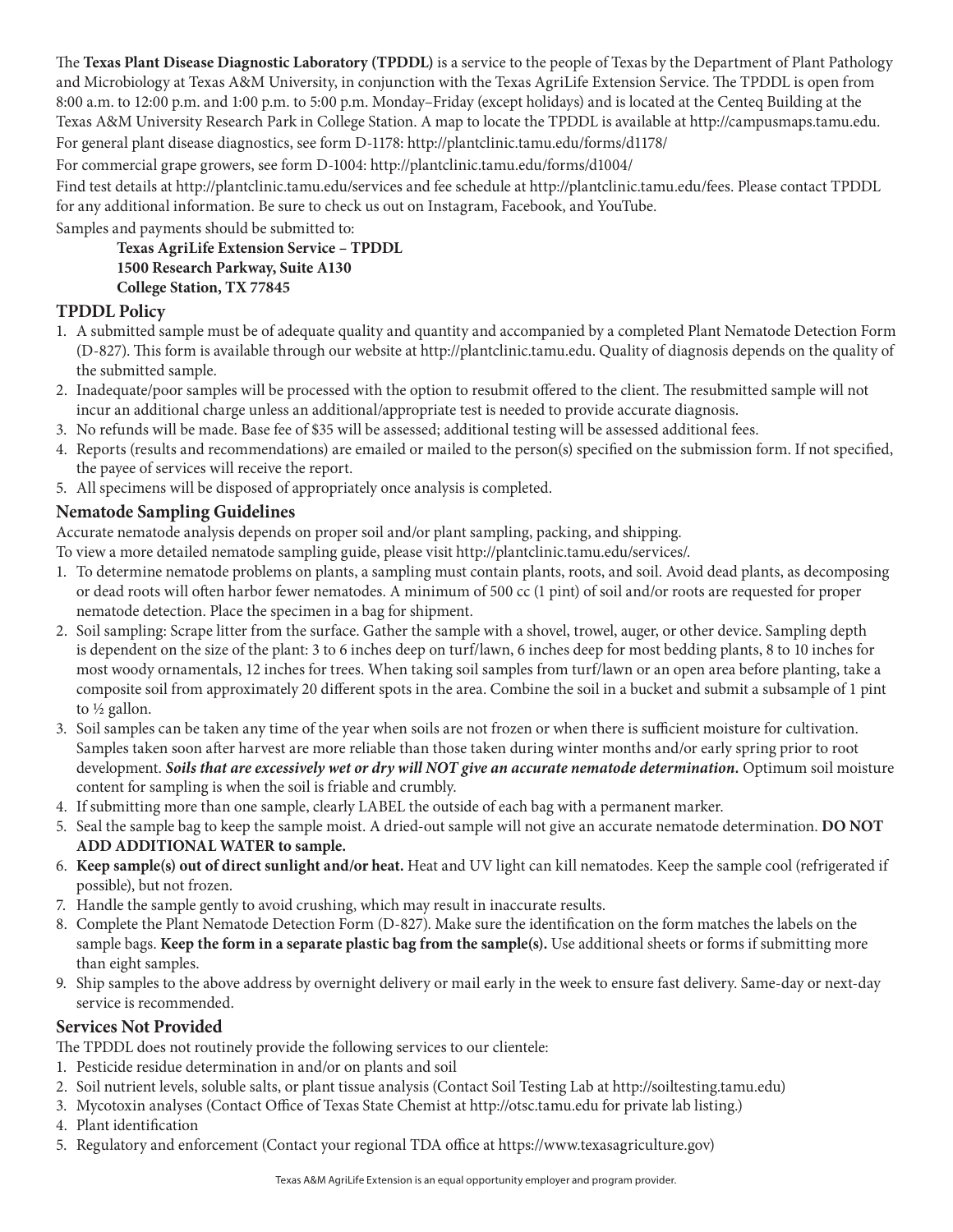The **Texas Plant Disease Diagnostic Laboratory (TPDDL)** is a service to the people of Texas by the Department of Plant Pathology and Microbiology at Texas A&M University, in conjunction with the Texas AgriLife Extension Service. The TPDDL is open from 8:00 a.m. to 12:00 p.m. and 1:00 p.m. to 5:00 p.m. Monday–Friday (except holidays) and is located at the Centeq Building at the Texas A&M University Research Park in College Station. A map to locate the TPDDL is available at http://campusmaps.tamu.edu.

For general plant disease diagnostics, see form D-1178: http://plantclinic.tamu.edu/forms/d1178/

For commercial grape growers, see form D-1004: http://plantclinic.tamu.edu/forms/d1004/

Find test details at http://plantclinic.tamu.edu/services and fee schedule at http://plantclinic.tamu.edu/fees. Please contact TPDDL for any additional information. Be sure to check us out on Instagram, Facebook, and YouTube.

Samples and payments should be submitted to:

**Texas AgriLife Extension Service – TPDDL**
**1500 Research Parkway, Suite A130**
**College Station, TX 77845**

## TPDDL Policy

1. A submitted sample must be of adequate quality and quantity and accompanied by a completed Plant Nematode Detection Form (D-827). This form is available through our website at http://plantclinic.tamu.edu. Quality of diagnosis depends on the quality of the submitted sample.
2. Inadequate/poor samples will be processed with the option to resubmit offered to the client. The resubmitted sample will not incur an additional charge unless an additional/appropriate test is needed to provide accurate diagnosis.
3. No refunds will be made. Base fee of $35 will be assessed; additional testing will be assessed additional fees.
4. Reports (results and recommendations) are emailed or mailed to the person(s) specified on the submission form. If not specified, the payee of services will receive the report.
5. All specimens will be disposed of appropriately once analysis is completed.

## Nematode Sampling Guidelines

Accurate nematode analysis depends on proper soil and/or plant sampling, packing, and shipping.

To view a more detailed nematode sampling guide, please visit http://plantclinic.tamu.edu/services/.

1. To determine nematode problems on plants, a sampling must contain plants, roots, and soil. Avoid dead plants, as decomposing or dead roots will often harbor fewer nematodes. A minimum of 500 cc (1 pint) of soil and/or roots are requested for proper nematode detection. Place the specimen in a bag for shipment.
2. Soil sampling: Scrape litter from the surface. Gather the sample with a shovel, trowel, auger, or other device. Sampling depth is dependent on the size of the plant: 3 to 6 inches deep on turf/lawn, 6 inches deep for most bedding plants, 8 to 10 inches for most woody ornamentals, 12 inches for trees. When taking soil samples from turf/lawn or an open area before planting, take a composite soil from approximately 20 different spots in the area. Combine the soil in a bucket and submit a subsample of 1 pint to ½ gallon.
3. Soil samples can be taken any time of the year when soils are not frozen or when there is sufficient moisture for cultivation. Samples taken soon after harvest are more reliable than those taken during winter months and/or early spring prior to root development. ***Soils that are excessively wet or dry will NOT give an accurate nematode determination.*** Optimum soil moisture content for sampling is when the soil is friable and crumbly.
4. If submitting more than one sample, clearly LABEL the outside of each bag with a permanent marker.
5. Seal the sample bag to keep the sample moist. A dried-out sample will not give an accurate nematode determination. **DO NOT ADD ADDITIONAL WATER to sample.**
6. **Keep sample(s) out of direct sunlight and/or heat.** Heat and UV light can kill nematodes. Keep the sample cool (refrigerated if possible), but not frozen.
7. Handle the sample gently to avoid crushing, which may result in inaccurate results.
8. Complete the Plant Nematode Detection Form (D-827). Make sure the identification on the form matches the labels on the sample bags. **Keep the form in a separate plastic bag from the sample(s).** Use additional sheets or forms if submitting more than eight samples.
9. Ship samples to the above address by overnight delivery or mail early in the week to ensure fast delivery. Same-day or next-day service is recommended.

## Services Not Provided

The TPDDL does not routinely provide the following services to our clientele:

1. Pesticide residue determination in and/or on plants and soil
2. Soil nutrient levels, soluble salts, or plant tissue analysis (Contact Soil Testing Lab at http://soiltesting.tamu.edu)
3. Mycotoxin analyses (Contact Office of Texas State Chemist at http://otsc.tamu.edu for private lab listing.)
4. Plant identification
5. Regulatory and enforcement (Contact your regional TDA office at https://www.texasagriculture.gov)

Texas A&M AgriLife Extension is an equal opportunity employer and program provider.